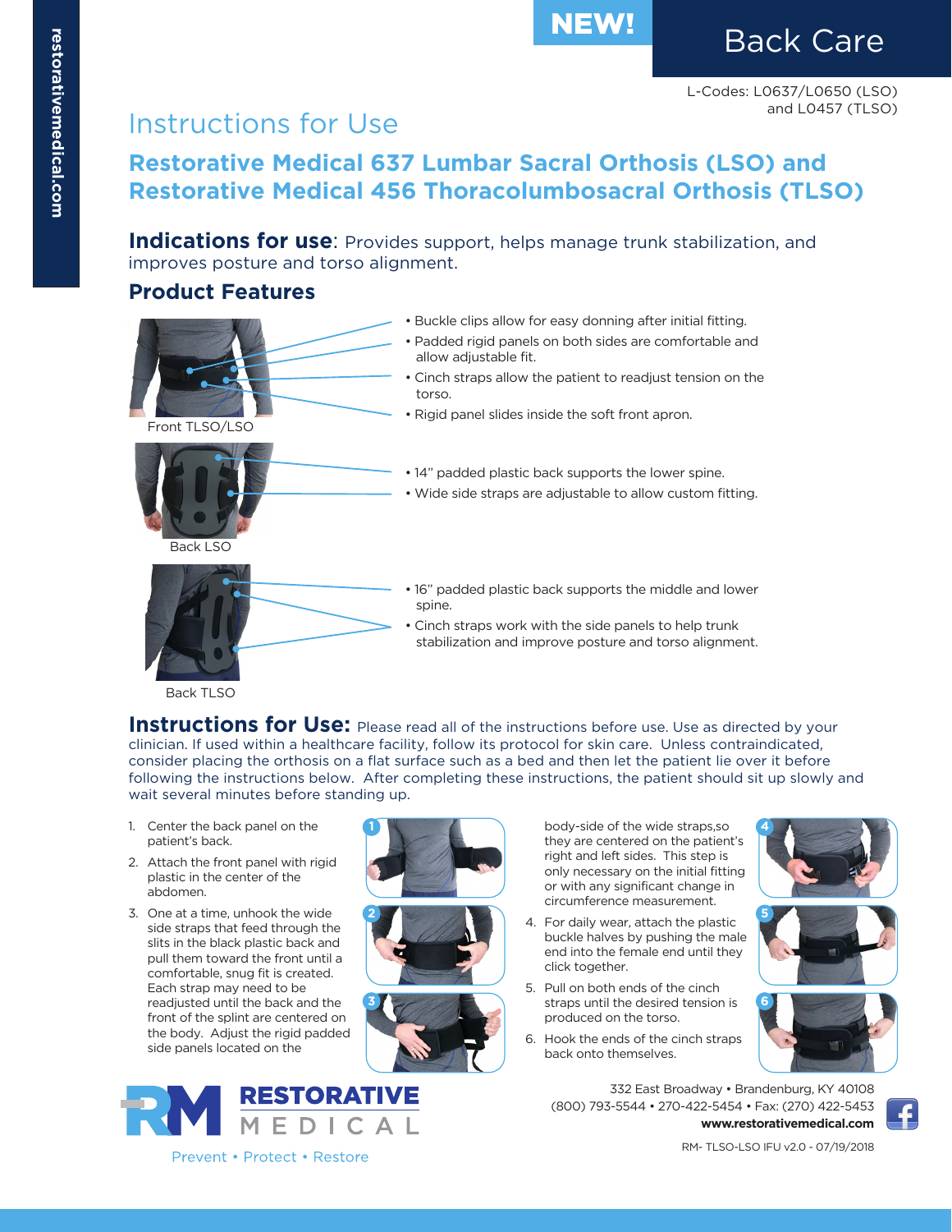restorativemedical.com

**NEW!**

# Back Care

L-Codes: L0637/L0650 (LSO)
and L0457 (TLSO)

## Instructions for Use

## Restorative Medical 637 Lumbar Sacral Orthosis (LSO) and Restorative Medical 456 Thoracolumbosacral Orthosis (TLSO)

**Indications for use**: Provides support, helps manage trunk stabilization, and improves posture and torso alignment.

### Product Features

Front TLSO/LSO

- Buckle clips allow for easy donning after initial fitting.
- Padded rigid panels on both sides are comfortable and allow adjustable fit.
- Cinch straps allow the patient to readjust tension on the torso.
- Rigid panel slides inside the soft front apron.

Back LSO

- 14" padded plastic back supports the lower spine.
- Wide side straps are adjustable to allow custom fitting.

Back TLSO

- 16" padded plastic back supports the middle and lower spine.
- Cinch straps work with the side panels to help trunk stabilization and improve posture and torso alignment.

**Instructions for Use:** Please read all of the instructions before use. Use as directed by your clinician. If used within a healthcare facility, follow its protocol for skin care. Unless contraindicated, consider placing the orthosis on a flat surface such as a bed and then let the patient lie over it before following the instructions below. After completing these instructions, the patient should sit up slowly and wait several minutes before standing up.

1. Center the back panel on the patient's back.
2. Attach the front panel with rigid plastic in the center of the abdomen.
3. One at a time, unhook the wide side straps that feed through the slits in the black plastic back and pull them toward the front until a comfortable, snug fit is created. Each strap may need to be readjusted until the back and the front of the splint are centered on the body. Adjust the rigid padded side panels located on the body-side of the wide straps,so they are centered on the patient's right and left sides. This step is only necessary on the initial fitting or with any significant change in circumference measurement.
4. For daily wear, attach the plastic buckle halves by pushing the male end into the female end until they click together.
5. Pull on both ends of the cinch straps until the desired tension is produced on the torso.
6. Hook the ends of the cinch straps back onto themselves.

**RESTORATIVE MEDICAL**
Prevent • Protect • Restore

332 East Broadway • Brandenburg, KY 40108
(800) 793-5544 • 270-422-5454 • Fax: (270) 422-5453
**www.restorativemedical.com**

RM- TLSO-LSO IFU v2.0 - 07/19/2018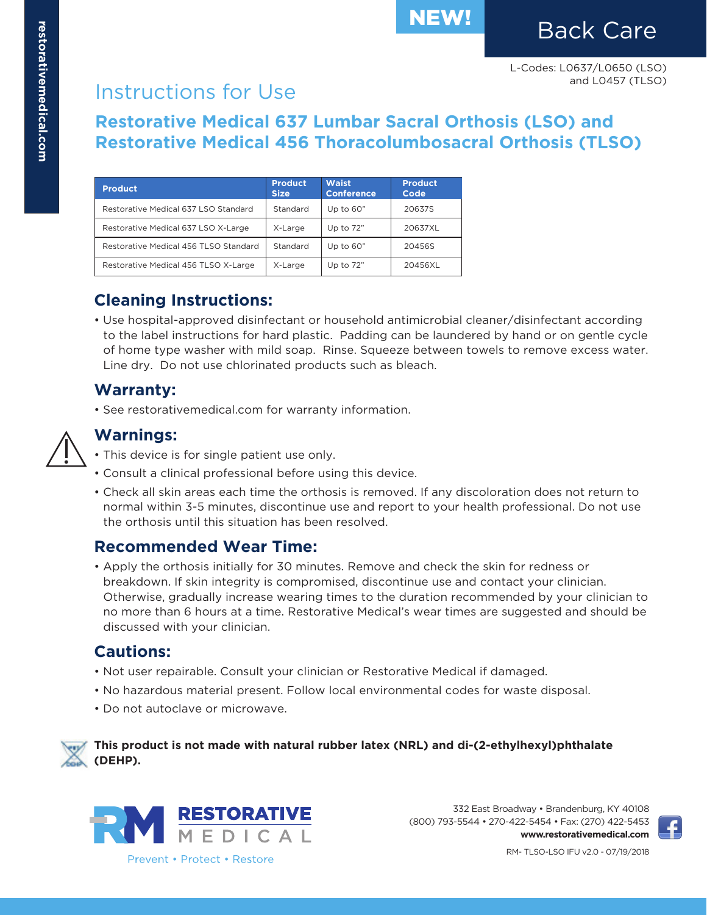NEW!

Back Care

L-Codes: L0637/L0650 (LSO) and L0457 (TLSO)

# Instructions for Use

## Restorative Medical 637 Lumbar Sacral Orthosis (LSO) and Restorative Medical 456 Thoracolumbosacral Orthosis (TLSO)

| Product | Product Size | Waist Conference | Product Code |
|---|---|---|---|
| Restorative Medical 637 LSO Standard | Standard | Up to 60" | 20637S |
| Restorative Medical 637 LSO X-Large | X-Large | Up to 72" | 20637XL |
| Restorative Medical 456 TLSO Standard | Standard | Up to 60" | 20456S |
| Restorative Medical 456 TLSO X-Large | X-Large | Up to 72" | 20456XL |

## Cleaning Instructions:

- Use hospital-approved disinfectant or household antimicrobial cleaner/disinfectant according to the label instructions for hard plastic. Padding can be laundered by hand or on gentle cycle of home type washer with mild soap. Rinse. Squeeze between towels to remove excess water. Line dry. Do not use chlorinated products such as bleach.

## Warranty:

- See restorativemedical.com for warranty information.

## Warnings:

- This device is for single patient use only.
- Consult a clinical professional before using this device.
- Check all skin areas each time the orthosis is removed. If any discoloration does not return to normal within 3-5 minutes, discontinue use and report to your health professional. Do not use the orthosis until this situation has been resolved.

## Recommended Wear Time:

- Apply the orthosis initially for 30 minutes. Remove and check the skin for redness or breakdown. If skin integrity is compromised, discontinue use and contact your clinician. Otherwise, gradually increase wearing times to the duration recommended by your clinician to no more than 6 hours at a time. Restorative Medical's wear times are suggested and should be discussed with your clinician.

## Cautions:

- Not user repairable. Consult your clinician or Restorative Medical if damaged.
- No hazardous material present. Follow local environmental codes for waste disposal.
- Do not autoclave or microwave.

**This product is not made with natural rubber latex (NRL) and di-(2-ethylhexyl)phthalate (DEHP).**

RESTORATIVE MEDICAL

Prevent • Protect • Restore

332 East Broadway • Brandenburg, KY 40108
(800) 793-5544 • 270-422-5454 • Fax: (270) 422-5453
**www.restorativemedical.com**

RM- TLSO-LSO IFU v2.0 - 07/19/2018